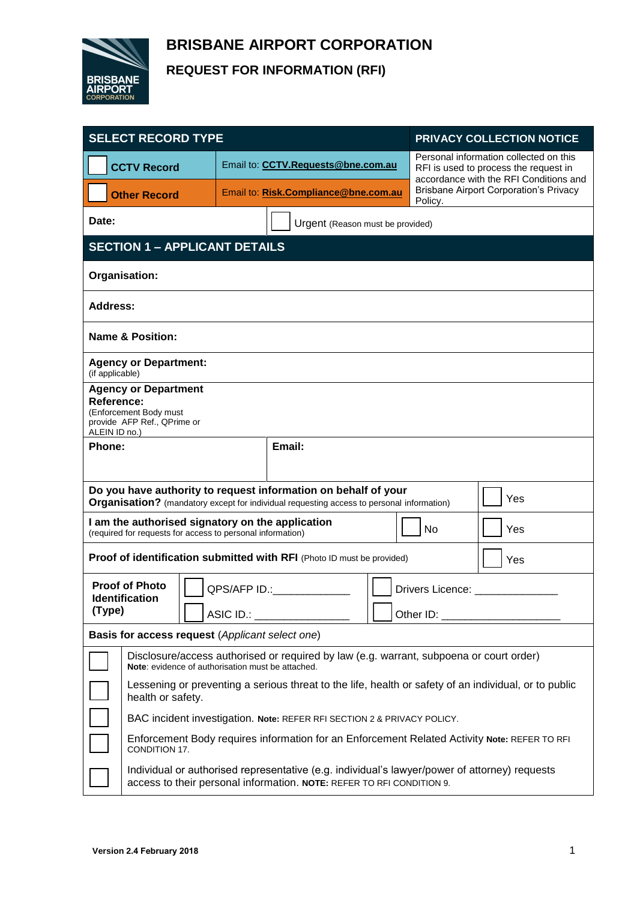# BRISBANE AIRPORT CORPORATION

## REQUEST FOR INFORMATION (RFI)

| SELECT RECORD TYPE | | PRIVACY COLLECTION NOTICE |
|---|---|---|
| ☐ **CCTV Record** | Email to: **CCTV.Requests@bne.com.au** | Personal information collected on this RFI is used to process the request in accordance with the RFI Conditions and Brisbane Airport Corporation's Privacy Policy. |
| ☐ **Other Record** | Email to: **Risk.Compliance@bne.com.au** | |

| **Date:** | ☐ Urgent (Reason must be provided) |
|---|---|

## SECTION 1 – APPLICANT DETAILS

**Organisation:**

**Address:**

**Name & Position:**

**Agency or Department:**
(if applicable)

**Agency or Department Reference:**
(Enforcement Body must provide AFP Ref., QPrime or ALEIN ID no.)

| **Phone:** | **Email:** |
|---|---|

| | | |
|---|---|---|
| **Do you have authority to request information on behalf of your Organisation?** (mandatory except for individual requesting access to personal information) | | ☐ Yes |
| **I am the authorised signatory on the application** (required for requests for access to personal information) | ☐ No | ☐ Yes |
| **Proof of identification submitted with RFI** (Photo ID must be provided) | | ☐ Yes |

| **Proof of Photo Identification (Type)** | ☐ QPS/AFP ID.:____________ | ☐ Drivers Licence: _____________ |
|---|---|---|
| | ☐ ASIC ID.: _______________ | ☐ Other ID: ___________________ |

**Basis for access request** (*Applicant select one*)

| | |
|---|---|
| ☐ | Disclosure/access authorised or required by law (e.g. warrant, subpoena or court order) **Note**: evidence of authorisation must be attached. |
| ☐ | Lessening or preventing a serious threat to the life, health or safety of an individual, or to public health or safety. |
| ☐ | BAC incident investigation. **Note:** REFER RFI SECTION 2 & PRIVACY POLICY. |
| ☐ | Enforcement Body requires information for an Enforcement Related Activity **Note:** REFER TO RFI CONDITION 17. |
| ☐ | Individual or authorised representative (e.g. individual's lawyer/power of attorney) requests access to their personal information. **NOTE:** REFER TO RFI CONDITION 9. |

**Version 2.4 February 2018**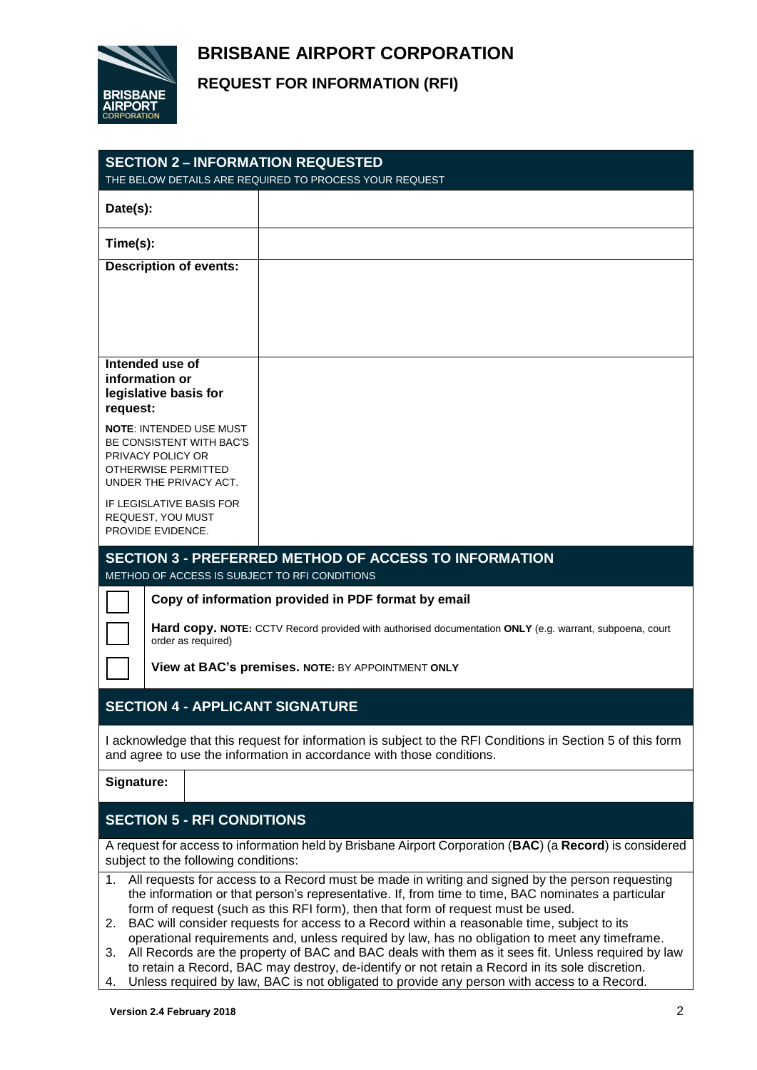# BRISBANE AIRPORT CORPORATION

## REQUEST FOR INFORMATION (RFI)

## SECTION 2 – INFORMATION REQUESTED

THE BELOW DETAILS ARE REQUIRED TO PROCESS YOUR REQUEST

| | |
|---|---|
| **Date(s):** | |
| **Time(s):** | |
| **Description of events:** | |
| **Intended use of information or legislative basis for request:**<br><br>**NOTE**: INTENDED USE MUST BE CONSISTENT WITH BAC'S PRIVACY POLICY OR OTHERWISE PERMITTED UNDER THE PRIVACY ACT.<br><br>IF LEGISLATIVE BASIS FOR REQUEST, YOU MUST PROVIDE EVIDENCE. | |

## SECTION 3 - PREFERRED METHOD OF ACCESS TO INFORMATION

METHOD OF ACCESS IS SUBJECT TO RFI CONDITIONS

- ☐ **Copy of information provided in PDF format by email**
- ☐ **Hard copy. NOTE:** CCTV Record provided with authorised documentation **ONLY** (e.g. warrant, subpoena, court order as required)
- ☐ **View at BAC's premises. NOTE:** BY APPOINTMENT **ONLY**

## SECTION 4 - APPLICANT SIGNATURE

I acknowledge that this request for information is subject to the RFI Conditions in Section 5 of this form and agree to use the information in accordance with those conditions.

| | |
|---|---|
| **Signature:** | |

## SECTION 5 - RFI CONDITIONS

A request for access to information held by Brisbane Airport Corporation (**BAC**) (a **Record**) is considered subject to the following conditions:

1. All requests for access to a Record must be made in writing and signed by the person requesting the information or that person's representative. If, from time to time, BAC nominates a particular form of request (such as this RFI form), then that form of request must be used.
2. BAC will consider requests for access to a Record within a reasonable time, subject to its operational requirements and, unless required by law, has no obligation to meet any timeframe.
3. All Records are the property of BAC and BAC deals with them as it sees fit. Unless required by law to retain a Record, BAC may destroy, de-identify or not retain a Record in its sole discretion.
4. Unless required by law, BAC is not obligated to provide any person with access to a Record.

**Version 2.4 February 2018**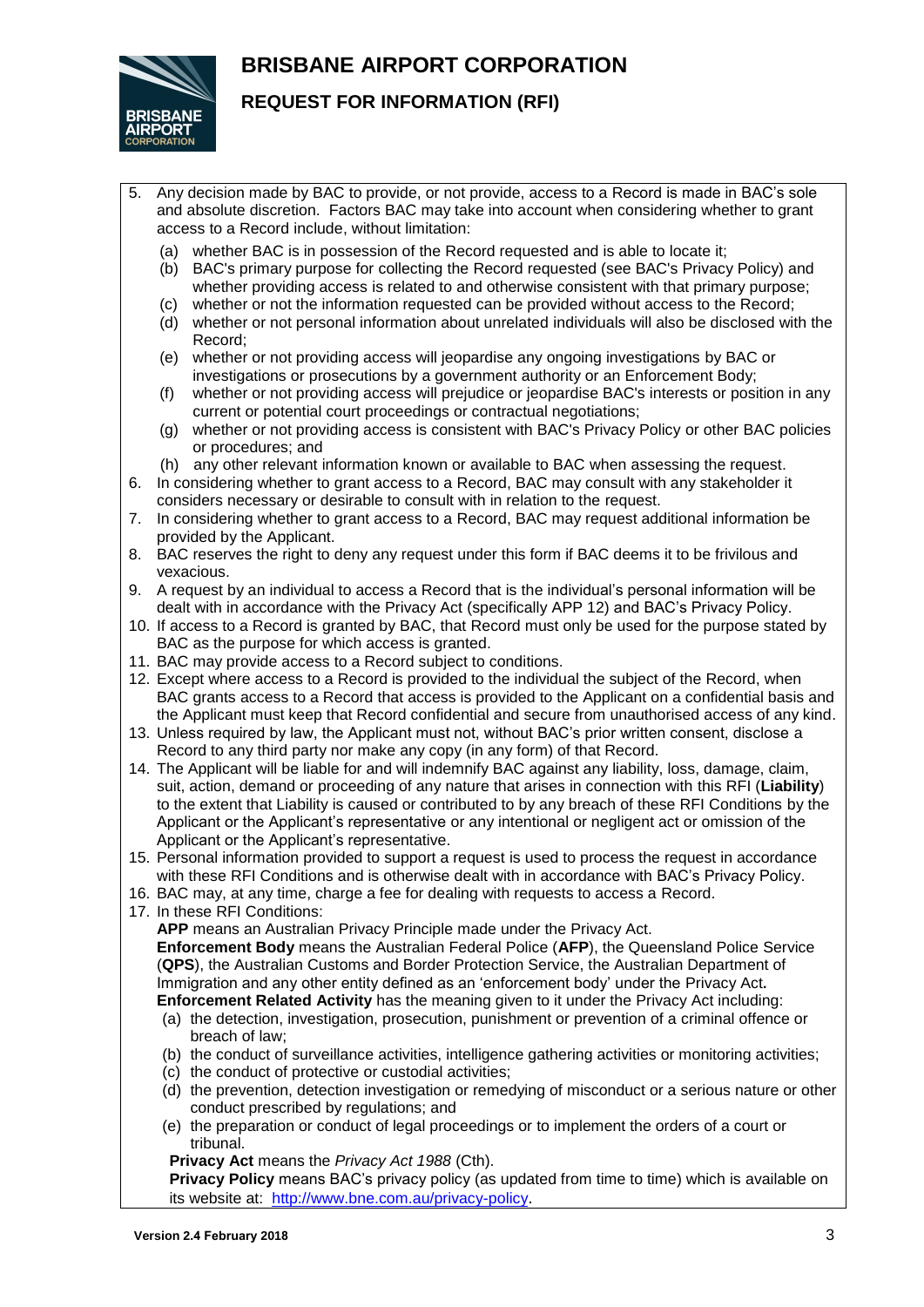5. Any decision made by BAC to provide, or not provide, access to a Record is made in BAC's sole and absolute discretion. Factors BAC may take into account when considering whether to grant access to a Record include, without limitation:
   (a) whether BAC is in possession of the Record requested and is able to locate it;
   (b) BAC's primary purpose for collecting the Record requested (see BAC's Privacy Policy) and whether providing access is related to and otherwise consistent with that primary purpose;
   (c) whether or not the information requested can be provided without access to the Record;
   (d) whether or not personal information about unrelated individuals will also be disclosed with the Record;
   (e) whether or not providing access will jeopardise any ongoing investigations by BAC or investigations or prosecutions by a government authority or an Enforcement Body;
   (f) whether or not providing access will prejudice or jeopardise BAC's interests or position in any current or potential court proceedings or contractual negotiations;
   (g) whether or not providing access is consistent with BAC's Privacy Policy or other BAC policies or procedures; and
   (h) any other relevant information known or available to BAC when assessing the request.
6. In considering whether to grant access to a Record, BAC may consult with any stakeholder it considers necessary or desirable to consult with in relation to the request.
7. In considering whether to grant access to a Record, BAC may request additional information be provided by the Applicant.
8. BAC reserves the right to deny any request under this form if BAC deems it to be frivilous and vexacious.
9. A request by an individual to access a Record that is the individual's personal information will be dealt with in accordance with the Privacy Act (specifically APP 12) and BAC's Privacy Policy.
10. If access to a Record is granted by BAC, that Record must only be used for the purpose stated by BAC as the purpose for which access is granted.
11. BAC may provide access to a Record subject to conditions.
12. Except where access to a Record is provided to the individual the subject of the Record, when BAC grants access to a Record that access is provided to the Applicant on a confidential basis and the Applicant must keep that Record confidential and secure from unauthorised access of any kind.
13. Unless required by law, the Applicant must not, without BAC's prior written consent, disclose a Record to any third party nor make any copy (in any form) of that Record.
14. The Applicant will be liable for and will indemnify BAC against any liability, loss, damage, claim, suit, action, demand or proceeding of any nature that arises in connection with this RFI (**Liability**) to the extent that Liability is caused or contributed to by any breach of these RFI Conditions by the Applicant or the Applicant's representative or any intentional or negligent act or omission of the Applicant or the Applicant's representative.
15. Personal information provided to support a request is used to process the request in accordance with these RFI Conditions and is otherwise dealt with in accordance with BAC's Privacy Policy.
16. BAC may, at any time, charge a fee for dealing with requests to access a Record.
17. In these RFI Conditions:

   **APP** means an Australian Privacy Principle made under the Privacy Act.

   **Enforcement Body** means the Australian Federal Police (**AFP**), the Queensland Police Service (**QPS**), the Australian Customs and Border Protection Service, the Australian Department of Immigration and any other entity defined as an 'enforcement body' under the Privacy Act**.**

   **Enforcement Related Activity** has the meaning given to it under the Privacy Act including:
   (a) the detection, investigation, prosecution, punishment or prevention of a criminal offence or breach of law;
   (b) the conduct of surveillance activities, intelligence gathering activities or monitoring activities;
   (c) the conduct of protective or custodial activities;
   (d) the prevention, detection investigation or remedying of misconduct or a serious nature or other conduct prescribed by regulations; and
   (e) the preparation or conduct of legal proceedings or to implement the orders of a court or tribunal.

   **Privacy Act** means the *Privacy Act 1988* (Cth).

   **Privacy Policy** means BAC's privacy policy (as updated from time to time) which is available on its website at: [http://www.bne.com.au/privacy-policy](http://www.bne.com.au/privacy-policy).